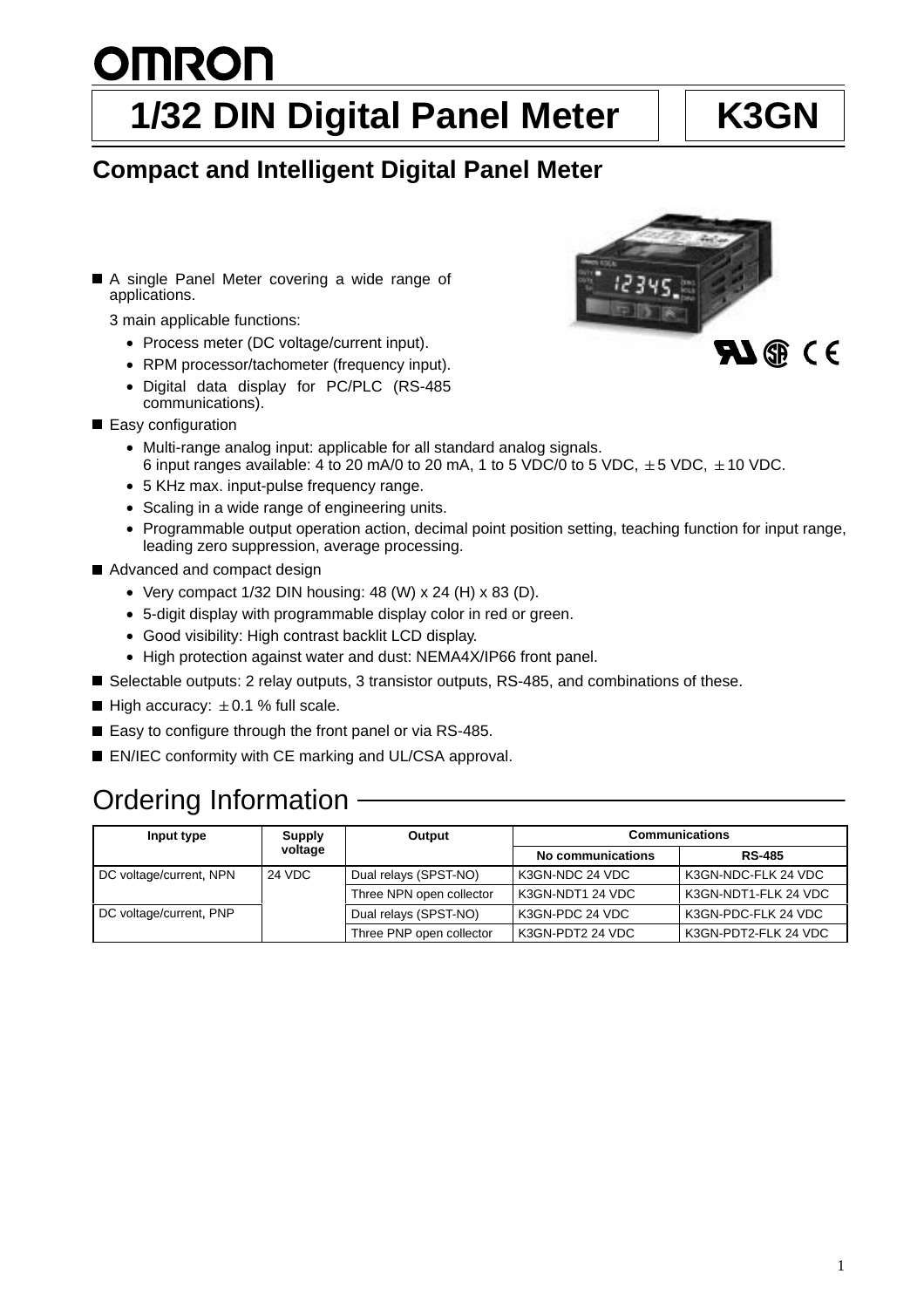# OMRON

# 1/32 DIN Digital Panel Meter — K3GN

## Compact and Intelligent Digital Panel Meter

- A single Panel Meter covering a wide range of applications.

  3 main applicable functions:
  - Process meter (DC voltage/current input).
  - RPM processor/tachometer (frequency input).
  - Digital data display for PC/PLC (RS-485 communications).
- Easy configuration
  - Multi-range analog input: applicable for all standard analog signals. 6 input ranges available: 4 to 20 mA/0 to 20 mA, 1 to 5 VDC/0 to 5 VDC, ±5 VDC, ±10 VDC.
  - 5 KHz max. input-pulse frequency range.
  - Scaling in a wide range of engineering units.
  - Programmable output operation action, decimal point position setting, teaching function for input range, leading zero suppression, average processing.
- Advanced and compact design
  - Very compact 1/32 DIN housing: 48 (W) x 24 (H) x 83 (D).
  - 5-digit display with programmable display color in red or green.
  - Good visibility: High contrast backlit LCD display.
  - High protection against water and dust: NEMA4X/IP66 front panel.
- Selectable outputs: 2 relay outputs, 3 transistor outputs, RS-485, and combinations of these.
- High accuracy: ±0.1 % full scale.
- Easy to configure through the front panel or via RS-485.
- EN/IEC conformity with CE marking and UL/CSA approval.

## Ordering Information

| Input type | Supply voltage | Output | Communications | |
|---|---|---|---|---|
| | | | No communications | RS-485 |
| DC voltage/current, NPN | 24 VDC | Dual relays (SPST-NO) | K3GN-NDC 24 VDC | K3GN-NDC-FLK 24 VDC |
| | | Three NPN open collector | K3GN-NDT1 24 VDC | K3GN-NDT1-FLK 24 VDC |
| DC voltage/current, PNP | | Dual relays (SPST-NO) | K3GN-PDC 24 VDC | K3GN-PDC-FLK 24 VDC |
| | | Three PNP open collector | K3GN-PDT2 24 VDC | K3GN-PDT2-FLK 24 VDC |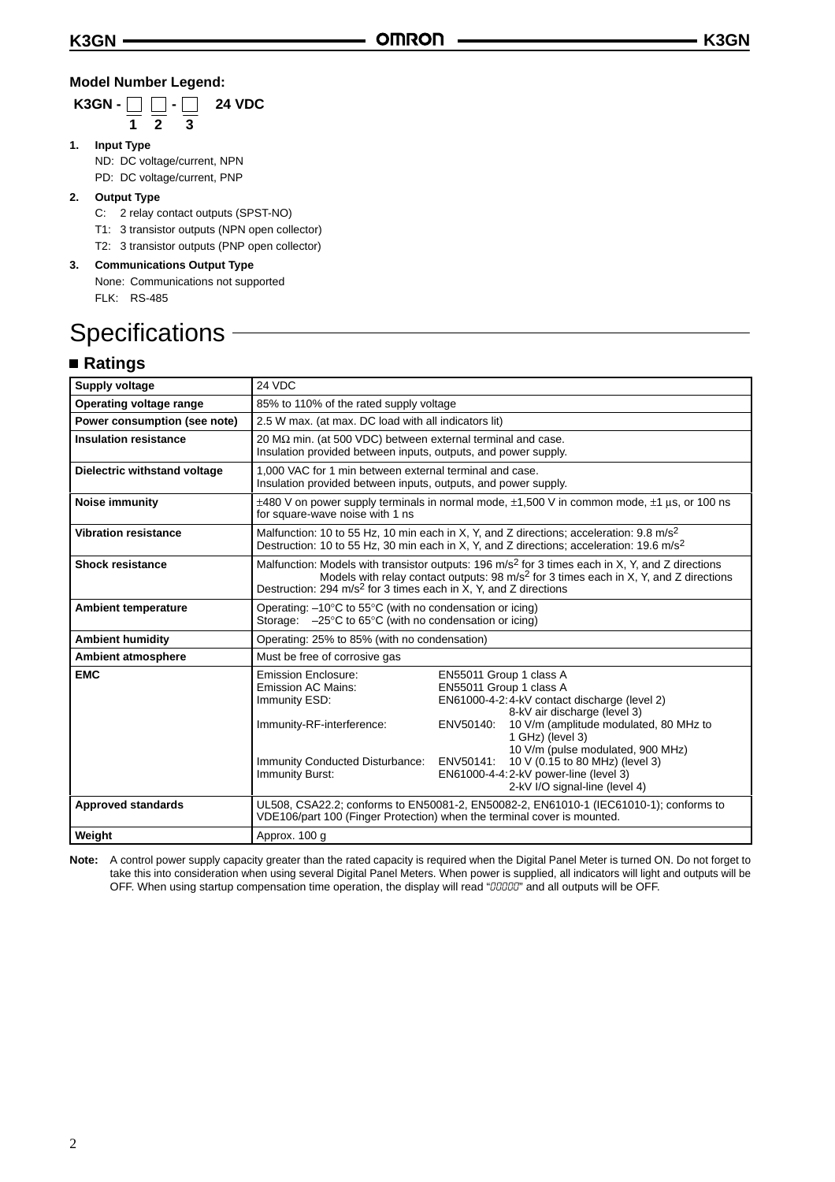### Model Number Legend:

**K3GN - □ □ - □ 24 VDC**

1 2 3

1. **Input Type**
   - ND: DC voltage/current, NPN
   - PD: DC voltage/current, PNP
2. **Output Type**
   - C: 2 relay contact outputs (SPST-NO)
   - T1: 3 transistor outputs (NPN open collector)
   - T2: 3 transistor outputs (PNP open collector)
3. **Communications Output Type**
   - None: Communications not supported
   - FLK: RS-485

# Specifications

## ■ Ratings

| | |
|---|---|
| **Supply voltage** | 24 VDC |
| **Operating voltage range** | 85% to 110% of the rated supply voltage |
| **Power consumption (see note)** | 2.5 W max. (at max. DC load with all indicators lit) |
| **Insulation resistance** | 20 MΩ min. (at 500 VDC) between external terminal and case.<br>Insulation provided between inputs, outputs, and power supply. |
| **Dielectric withstand voltage** | 1,000 VAC for 1 min between external terminal and case.<br>Insulation provided between inputs, outputs, and power supply. |
| **Noise immunity** | ±480 V on power supply terminals in normal mode, ±1,500 V in common mode, ±1 µs, or 100 ns for square-wave noise with 1 ns |
| **Vibration resistance** | Malfunction: 10 to 55 Hz, 10 min each in X, Y, and Z directions; acceleration: 9.8 $m/s^2$<br>Destruction: 10 to 55 Hz, 30 min each in X, Y, and Z directions; acceleration: 19.6 $m/s^2$ |
| **Shock resistance** | Malfunction: Models with transistor outputs: 196 $m/s^2$ for 3 times each in X, Y, and Z directions<br>Models with relay contact outputs: 98 $m/s^2$ for 3 times each in X, Y, and Z directions<br>Destruction: 294 $m/s^2$ for 3 times each in X, Y, and Z directions |
| **Ambient temperature** | Operating: –10°C to 55°C (with no condensation or icing)<br>Storage: –25°C to 65°C (with no condensation or icing) |
| **Ambient humidity** | Operating: 25% to 85% (with no condensation) |
| **Ambient atmosphere** | Must be free of corrosive gas |
| **EMC** | Emission Enclosure: EN55011 Group 1 class A<br>Emission AC Mains: EN55011 Group 1 class A<br>Immunity ESD: EN61000-4-2: 4-kV contact discharge (level 2), 8-kV air discharge (level 3)<br>Immunity-RF-interference: ENV50140: 10 V/m (amplitude modulated, 80 MHz to 1 GHz) (level 3), 10 V/m (pulse modulated, 900 MHz)<br>Immunity Conducted Disturbance: ENV50141: 10 V (0.15 to 80 MHz) (level 3)<br>Immunity Burst: EN61000-4-4: 2-kV power-line (level 3), 2-kV I/O signal-line (level 4) |
| **Approved standards** | UL508, CSA22.2; conforms to EN50081-2, EN50082-2, EN61010-1 (IEC61010-1); conforms to VDE106/part 100 (Finger Protection) when the terminal cover is mounted. |
| **Weight** | Approx. 100 g |

**Note:** A control power supply capacity greater than the rated capacity is required when the Digital Panel Meter is turned ON. Do not forget to take this into consideration when using several Digital Panel Meters. When power is supplied, all indicators will light and outputs will be OFF. When using startup compensation time operation, the display will read "00000" and all outputs will be OFF.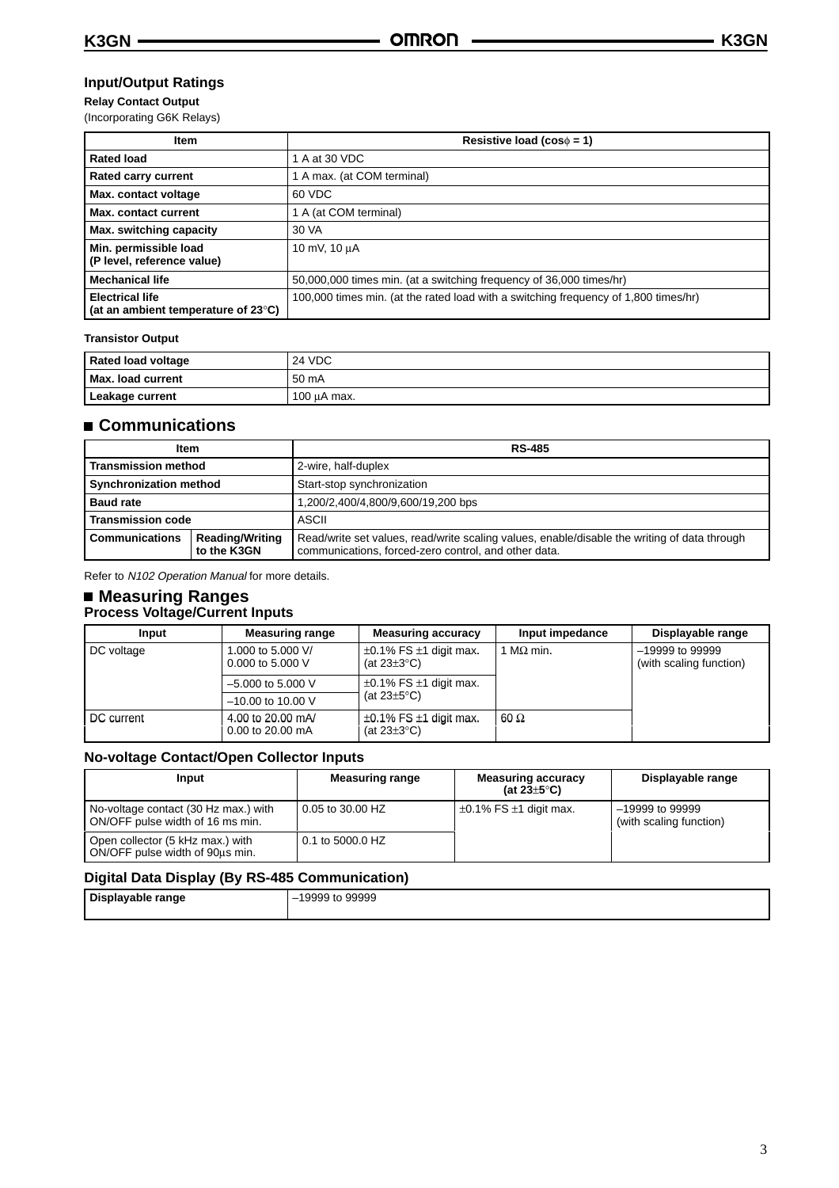## Input/Output Ratings

**Relay Contact Output**

(Incorporating G6K Relays)

| Item | Resistive load (cosϕ = 1) |
|---|---|
| **Rated load** | 1 A at 30 VDC |
| **Rated carry current** | 1 A max. (at COM terminal) |
| **Max. contact voltage** | 60 VDC |
| **Max. contact current** | 1 A (at COM terminal) |
| **Max. switching capacity** | 30 VA |
| **Min. permissible load (P level, reference value)** | 10 mV, 10 μA |
| **Mechanical life** | 50,000,000 times min. (at a switching frequency of 36,000 times/hr) |
| **Electrical life (at an ambient temperature of 23°C)** | 100,000 times min. (at the rated load with a switching frequency of 1,800 times/hr) |

**Transistor Output**

| Rated load voltage | 24 VDC |
|---|---|
| **Max. load current** | 50 mA |
| **Leakage current** | 100 μA max. |

## ■ Communications

| Item | | RS-485 |
|---|---|---|
| **Transmission method** | | 2-wire, half-duplex |
| **Synchronization method** | | Start-stop synchronization |
| **Baud rate** | | 1,200/2,400/4,800/9,600/19,200 bps |
| **Transmission code** | | ASCII |
| **Communications** | **Reading/Writing to the K3GN** | Read/write set values, read/write scaling values, enable/disable the writing of data through communications, forced-zero control, and other data. |

Refer to *N102 Operation Manual* for more details.

## ■ Measuring Ranges

### Process Voltage/Current Inputs

| Input | Measuring range | Measuring accuracy | Input impedance | Displayable range |
|---|---|---|---|---|
| DC voltage | 1.000 to 5.000 V/ 0.000 to 5.000 V | ±0.1% FS ±1 digit max. (at 23±3°C) | 1 MΩ min. | –19999 to 99999 (with scaling function) |
| | –5.000 to 5.000 V | ±0.1% FS ±1 digit max. (at 23±5°C) | | |
| | –10.00 to 10.00 V | | | |
| DC current | 4.00 to 20.00 mA/ 0.00 to 20.00 mA | ±0.1% FS ±1 digit max. (at 23±3°C) | 60 Ω | |

### No-voltage Contact/Open Collector Inputs

| Input | Measuring range | Measuring accuracy (at 23±5°C) | Displayable range |
|---|---|---|---|
| No-voltage contact (30 Hz max.) with ON/OFF pulse width of 16 ms min. | 0.05 to 30.00 HZ | ±0.1% FS ±1 digit max. | –19999 to 99999 (with scaling function) |
| Open collector (5 kHz max.) with ON/OFF pulse width of 90μs min. | 0.1 to 5000.0 HZ | | |

### Digital Data Display (By RS-485 Communication)

| Displayable range | –19999 to 99999 |
|---|---|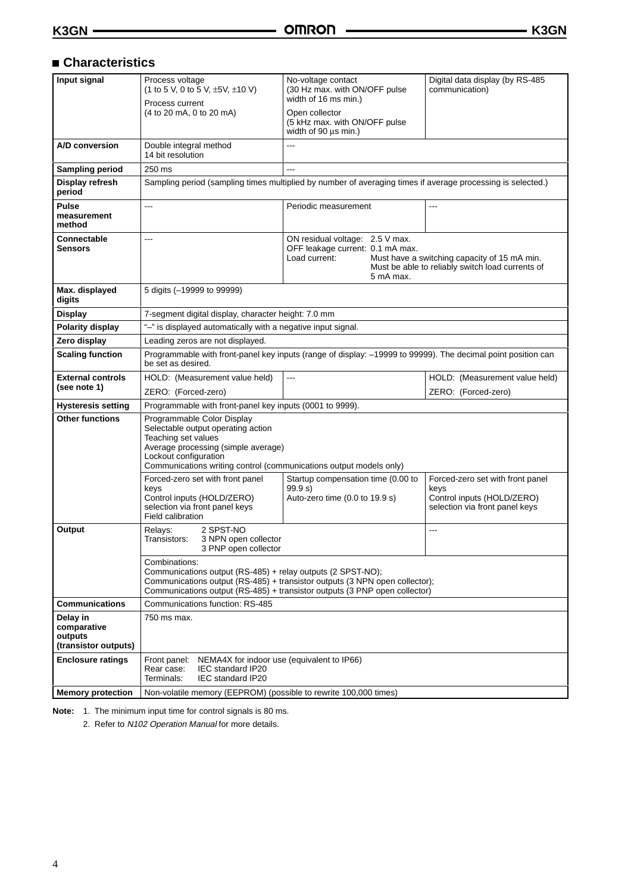## Characteristics

| | | | |
|---|---|---|---|
| **Input signal** | Process voltage (1 to 5 V, 0 to 5 V, ±5V, ±10 V)<br>Process current (4 to 20 mA, 0 to 20 mA) | No-voltage contact (30 Hz max. with ON/OFF pulse width of 16 ms min.)<br>Open collector (5 kHz max. with ON/OFF pulse width of 90 µs min.) | Digital data display (by RS-485 communication) |
| **A/D conversion** | Double integral method<br>14 bit resolution | --- | |
| **Sampling period** | 250 ms | --- | |
| **Display refresh period** | Sampling period (sampling times multiplied by number of averaging times if average processing is selected.) | | |
| **Pulse measurement method** | --- | Periodic measurement | --- |
| **Connectable Sensors** | --- | ON residual voltage: 2.5 V max.<br>OFF leakage current: 0.1 mA max.<br>Load current: Must have a switching capacity of 15 mA min. Must be able to reliably switch load currents of 5 mA max. | |
| **Max. displayed digits** | 5 digits (–19999 to 99999) | | |
| **Display** | 7-segment digital display, character height: 7.0 mm | | |
| **Polarity display** | "–" is displayed automatically with a negative input signal. | | |
| **Zero display** | Leading zeros are not displayed. | | |
| **Scaling function** | Programmable with front-panel key inputs (range of display: –19999 to 99999). The decimal point position can be set as desired. | | |
| **External controls (see note 1)** | HOLD: (Measurement value held)<br>ZERO: (Forced-zero) | --- | HOLD: (Measurement value held)<br>ZERO: (Forced-zero) |
| **Hysteresis setting** | Programmable with front-panel key inputs (0001 to 9999). | | |
| **Other functions** | Programmable Color Display<br>Selectable output operating action<br>Teaching set values<br>Average processing (simple average)<br>Lockout configuration<br>Communications writing control (communications output models only) | | |
| | Forced-zero set with front panel keys<br>Control inputs (HOLD/ZERO) selection via front panel keys<br>Field calibration | Startup compensation time (0.00 to 99.9 s)<br>Auto-zero time (0.0 to 19.9 s) | Forced-zero set with front panel keys<br>Control inputs (HOLD/ZERO) selection via front panel keys |
| **Output** | Relays: 2 SPST-NO<br>Transistors: 3 NPN open collector<br>3 PNP open collector | | --- |
| | Combinations:<br>Communications output (RS-485) + relay outputs (2 SPST-NO);<br>Communications output (RS-485) + transistor outputs (3 NPN open collector);<br>Communications output (RS-485) + transistor outputs (3 PNP open collector) | | |
| **Communications** | Communications function: RS-485 | | |
| **Delay in comparative outputs (transistor outputs)** | 750 ms max. | | |
| **Enclosure ratings** | Front panel: NEMA4X for indoor use (equivalent to IP66)<br>Rear case: IEC standard IP20<br>Terminals: IEC standard IP20 | | |
| **Memory protection** | Non-volatile memory (EEPROM) (possible to rewrite 100,000 times) | | |

**Note:** 1. The minimum input time for control signals is 80 ms.

2. Refer to *N102 Operation Manual* for more details.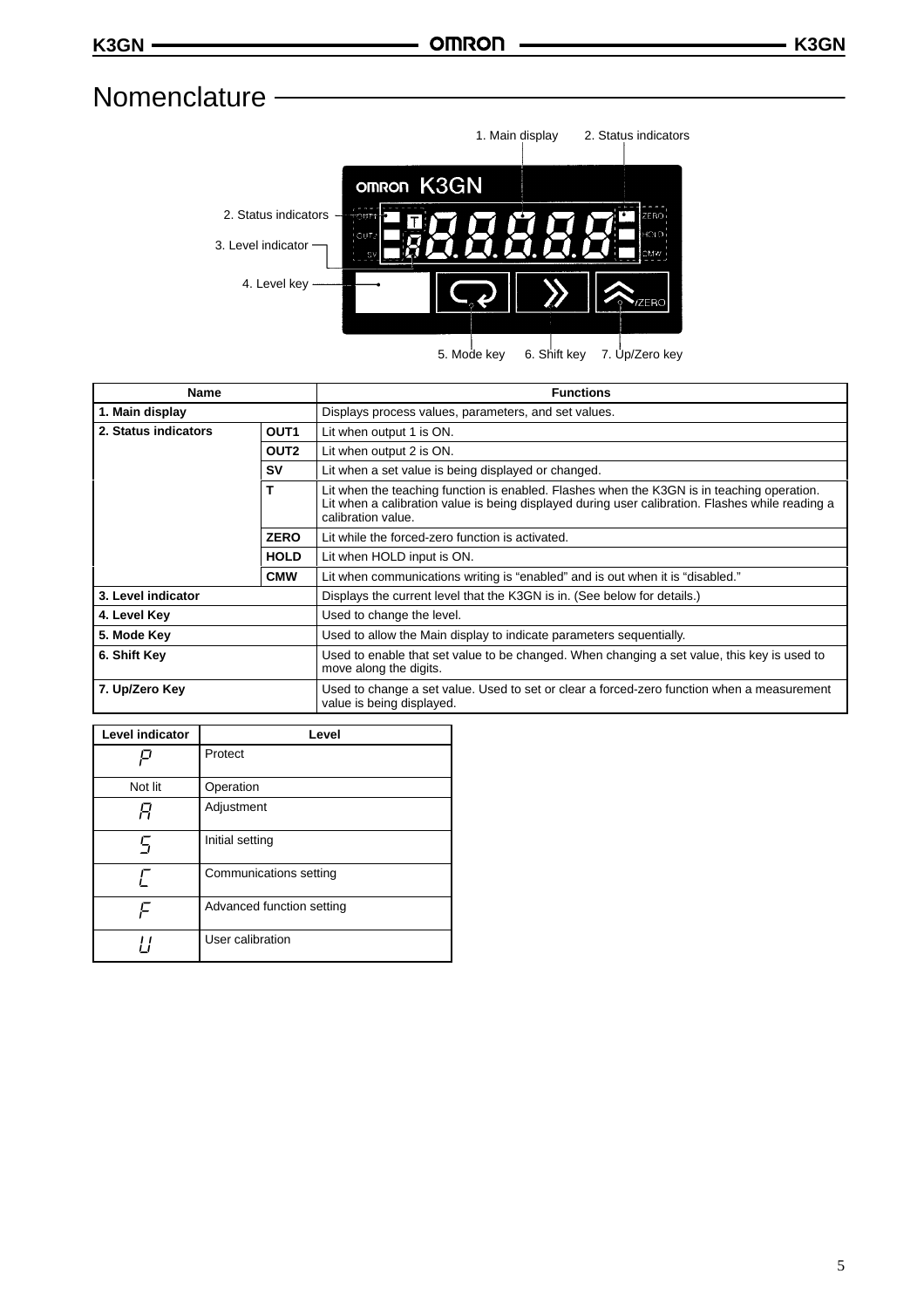# Nomenclature

1. Main display
2. Status indicators
3. Level indicator
4. Level key
5. Mode key
6. Shift key
7. Up/Zero key

| Name | | Functions |
|---|---|---|
| 1. Main display | | Displays process values, parameters, and set values. |
| 2. Status indicators | OUT1 | Lit when output 1 is ON. |
| | OUT2 | Lit when output 2 is ON. |
| | SV | Lit when a set value is being displayed or changed. |
| | T | Lit when the teaching function is enabled. Flashes when the K3GN is in teaching operation. Lit when a calibration value is being displayed during user calibration. Flashes while reading a calibration value. |
| | ZERO | Lit while the forced-zero function is activated. |
| | HOLD | Lit when HOLD input is ON. |
| | CMW | Lit when communications writing is "enabled" and is out when it is "disabled." |
| 3. Level indicator | | Displays the current level that the K3GN is in. (See below for details.) |
| 4. Level Key | | Used to change the level. |
| 5. Mode Key | | Used to allow the Main display to indicate parameters sequentially. |
| 6. Shift Key | | Used to enable that set value to be changed. When changing a set value, this key is used to move along the digits. |
| 7. Up/Zero Key | | Used to change a set value. Used to set or clear a forced-zero function when a measurement value is being displayed. |

| Level indicator | Level |
|---|---|
| P | Protect |
| Not lit | Operation |
| A | Adjustment |
| S | Initial setting |
| C | Communications setting |
| F | Advanced function setting |
| U | User calibration |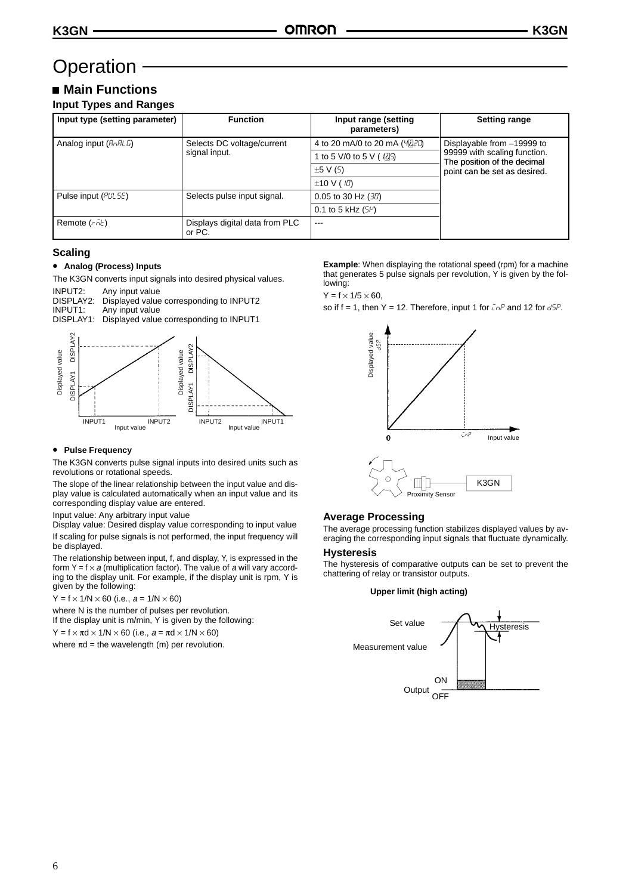# Operation

## ■ Main Functions

### Input Types and Ranges

| Input type (setting parameter) | Function | Input range (setting parameters) | Setting range |
|---|---|---|---|
| Analog input (AnALG) | Selects DC voltage/current signal input. | 4 to 20 mA/0 to 20 mA (4-20) | Displayable from –19999 to 99999 with scaling function. The position of the decimal point can be set as desired. |
| | | 1 to 5 V/0 to 5 V (1-5) | |
| | | ±5 V (5) | |
| | | ±10 V (10) | |
| Pulse input (PULSE) | Selects pulse input signal. | 0.05 to 30 Hz (30) | |
| | | 0.1 to 5 kHz (5K) | |
| Remote (rmt) | Displays digital data from PLC or PC. | --- | |

### Scaling

- **Analog (Process) Inputs**

The K3GN converts input signals into desired physical values.

INPUT2: Any input value
DISPLAY2: Displayed value corresponding to INPUT2
INPUT1: Any input value
DISPLAY1: Displayed value corresponding to INPUT1

- **Pulse Frequency**

The K3GN converts pulse signal inputs into desired units such as revolutions or rotational speeds.

The slope of the linear relationship between the input value and display value is calculated automatically when an input value and its corresponding display value are entered.

Input value: Any arbitrary input value
Display value: Desired display value corresponding to input value

If scaling for pulse signals is not performed, the input frequency will be displayed.

The relationship between input, f, and display, Y, is expressed in the form $Y = f \times a$ (multiplication factor). The value of $a$ will vary according to the display unit. For example, if the display unit is rpm, Y is given by the following:

$Y = f \times 1/N \times 60$ (i.e., $a = 1/N \times 60$)

where N is the number of pulses per revolution.

If the display unit is m/min, Y is given by the following:

$Y = f \times \pi d \times 1/N \times 60$ (i.e., $a = \pi d \times 1/N \times 60$)

where $\pi d$ = the wavelength (m) per revolution.

**Example**: When displaying the rotational speed (rpm) for a machine that generates 5 pulse signals per revolution, Y is given by the following:

$Y = f \times 1/5 \times 60$,

so if f = 1, then Y = 12. Therefore, input 1 for inP and 12 for dSP.

### Average Processing

The average processing function stabilizes displayed values by averaging the corresponding input signals that fluctuate dynamically.

### Hysteresis

The hysteresis of comparative outputs can be set to prevent the chattering of relay or transistor outputs.

**Upper limit (high acting)**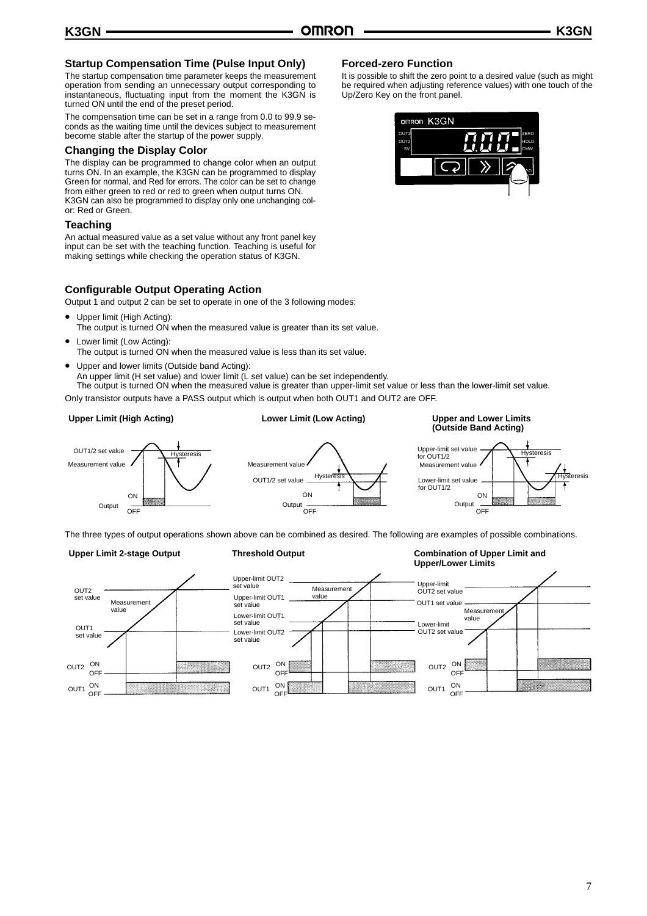### Startup Compensation Time (Pulse Input Only)

The startup compensation time parameter keeps the measurement operation from sending an unnecessary output corresponding to instantaneous, fluctuating input from the moment the K3GN is turned ON until the end of the preset period.

The compensation time can be set in a range from 0.0 to 99.9 seconds as the waiting time until the devices subject to measurement become stable after the startup of the power supply.

### Changing the Display Color

The display can be programmed to change color when an output turns ON. In an example, the K3GN can be programmed to display Green for normal, and Red for errors. The color can be set to change from either green to red or red to green when output turns ON. K3GN can also be programmed to display only one unchanging color: Red or Green.

### Teaching

An actual measured value as a set value without any front panel key input can be set with the teaching function. Teaching is useful for making settings while checking the operation status of K3GN.

### Forced-zero Function

It is possible to shift the zero point to a desired value (such as might be required when adjusting reference values) with one touch of the Up/Zero Key on the front panel.

### Configurable Output Operating Action

Output 1 and output 2 can be set to operate in one of the 3 following modes:

- Upper limit (High Acting):
  The output is turned ON when the measured value is greater than its set value.
- Lower limit (Low Acting):
  The output is turned ON when the measured value is less than its set value.
- Upper and lower limits (Outside band Acting):
  An upper limit (H set value) and lower limit (L set value) can be set independently.
  The output is turned ON when the measured value is greater than upper-limit set value or less than the lower-limit set value.

Only transistor outputs have a PASS output which is output when both OUT1 and OUT2 are OFF.

**Upper Limit (High Acting)** **Lower Limit (Low Acting)** **Upper and Lower Limits (Outside Band Acting)**

The three types of output operations shown above can be combined as desired. The following are examples of possible combinations.

**Upper Limit 2-stage Output** **Threshold Output** **Combination of Upper Limit and Upper/Lower Limits**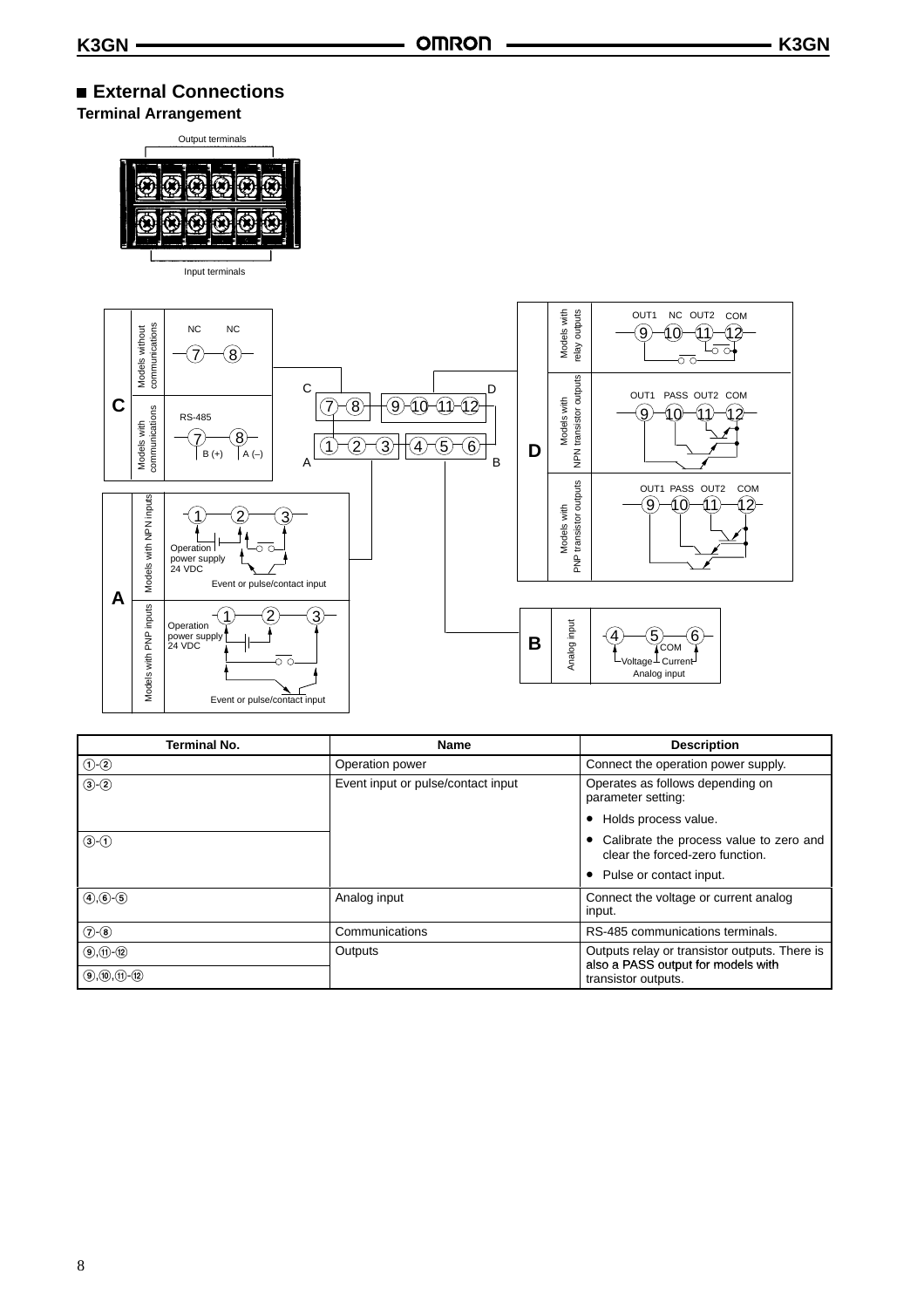## ■ External Connections

### Terminal Arrangement

Output terminals

Input terminals

C — Models without communications: NC NC (7) (8)

C — Models with communications: RS-485 (7) B (+) (8) A (–)

D — Models with relay outputs: OUT1 NC OUT2 COM (9) (10) (11) (12)

D — Models with NPN transistor outputs: OUT1 PASS OUT2 COM (9) (10) (11) (12)

D — Models with PNP transistor outputs: OUT1 PASS OUT2 COM (9) (10) (11) (12)

A — Models with NPN inputs: (1) (2) (3) Operation power supply 24 VDC; Event or pulse/contact input

A — Models with PNP inputs: (1) (2) (3) Operation power supply 24 VDC; Event or pulse/contact input

B — Analog input: (4) (5) (6) COM; Voltage, Current; Analog input

| Terminal No. | Name | Description |
|---|---|---|
| ①-② | Operation power | Connect the operation power supply. |
| ③-② | Event input or pulse/contact input | Operates as follows depending on parameter setting:<br>• Holds process value. |
| ③-① | | • Calibrate the process value to zero and clear the forced-zero function.<br>• Pulse or contact input. |
| ④,⑥-⑤ | Analog input | Connect the voltage or current analog input. |
| ⑦-⑧ | Communications | RS-485 communications terminals. |
| ⑨,⑪-⑫ | Outputs | Outputs relay or transistor outputs. There is also a PASS output for models with transistor outputs. |
| ⑨,⑩,⑪-⑫ | | |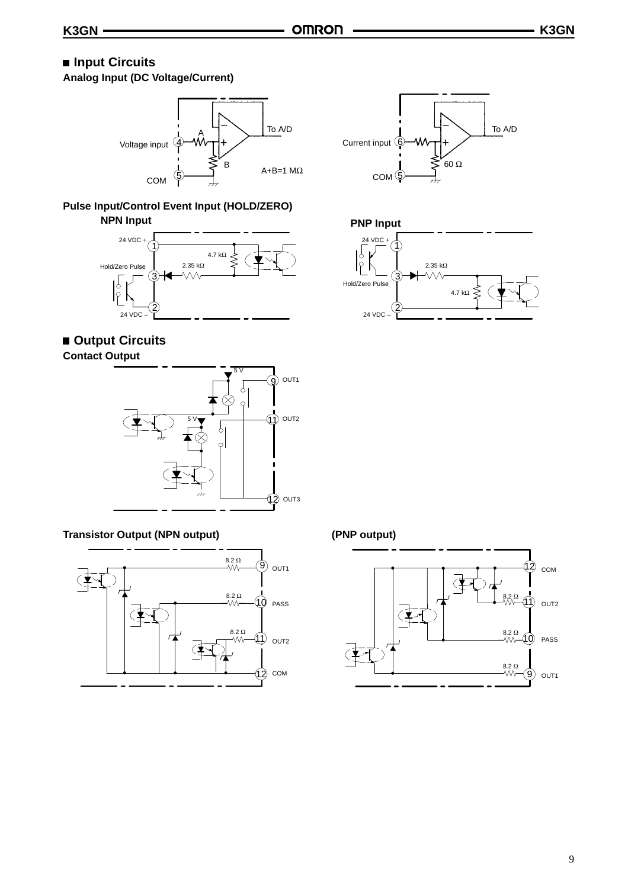## Input Circuits

### Analog Input (DC Voltage/Current)

Voltage input 4 — A — To A/D
B
COM 5
A+B=1 MΩ

Current input 6 — To A/D
60 Ω
COM 5

### Pulse Input/Control Event Input (HOLD/ZERO)

**NPN Input**

24 VDC + 1
4.7 kΩ
2.35 kΩ
Hold/Zero Pulse 3
24 VDC – 2

**PNP Input**

24 VDC + 1
2.35 kΩ
Hold/Zero Pulse 3
4.7 kΩ
24 VDC – 2

## Output Circuits

### Contact Output

5 V
9 OUT1
5 V
11 OUT2
12 OUT3

### Transistor Output (NPN output)

8.2 Ω 9 OUT1
8.2 Ω 10 PASS
8.2 Ω 11 OUT2
12 COM

### (PNP output)

12 COM
8.2 Ω 11 OUT2
8.2 Ω 10 PASS
8.2 Ω 9 OUT1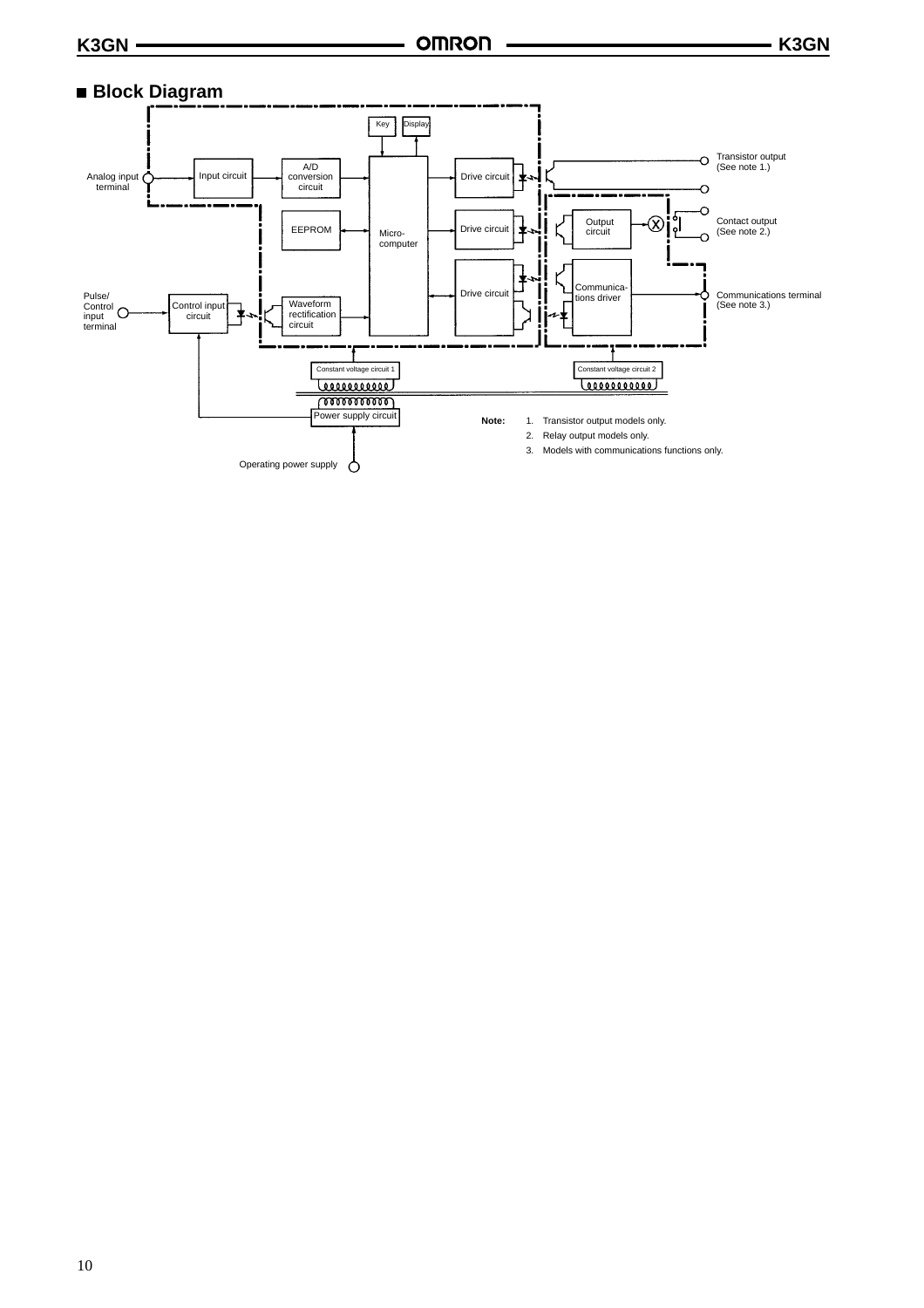## Block Diagram

Key

Display

Analog input terminal

Input circuit

A/D conversion circuit

EEPROM

Micro-computer

Drive circuit

Drive circuit

Drive circuit

Transistor output (See note 1.)

Output circuit

Contact output (See note 2.)

Communica-tions driver

Communications terminal (See note 3.)

Pulse/ Control input terminal

Control input circuit

Waveform rectification circuit

Constant voltage circuit 1

Constant voltage circuit 2

Power supply circuit

Operating power supply

**Note:**
1. Transistor output models only.
2. Relay output models only.
3. Models with communications functions only.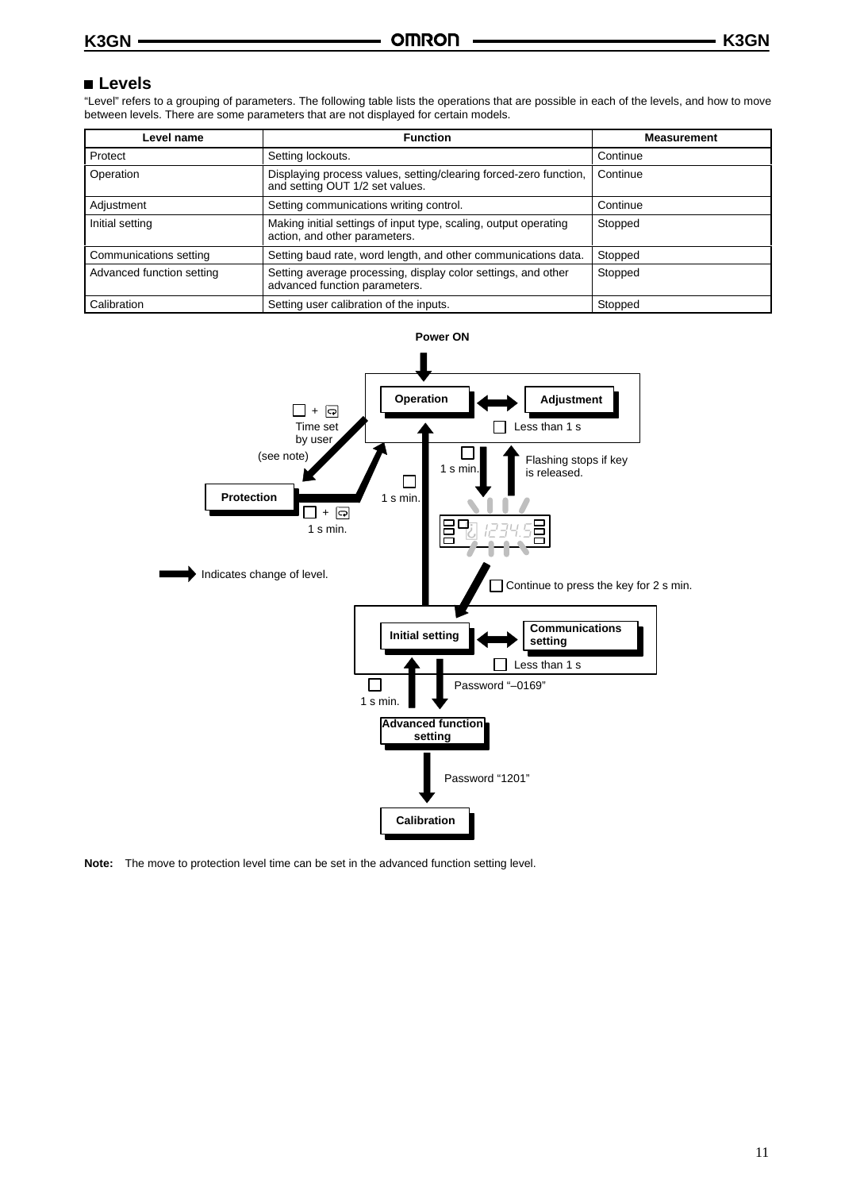## ■ Levels

"Level" refers to a grouping of parameters. The following table lists the operations that are possible in each of the levels, and how to move between levels. There are some parameters that are not displayed for certain models.

| Level name | Function | Measurement |
|---|---|---|
| Protect | Setting lockouts. | Continue |
| Operation | Displaying process values, setting/clearing forced-zero function, and setting OUT 1/2 set values. | Continue |
| Adjustment | Setting communications writing control. | Continue |
| Initial setting | Making initial settings of input type, scaling, output operating action, and other parameters. | Stopped |
| Communications setting | Setting baud rate, word length, and other communications data. | Stopped |
| Advanced function setting | Setting average processing, display color settings, and other advanced function parameters. | Stopped |
| Calibration | Setting user calibration of the inputs. | Stopped |

Power ON

Operation ⟷ Adjustment: Less than 1 s

Operation → Protection: + Time set by user (see note)

Protection → Operation: + 1 s min.

Operation → (display flashing): 1 s min. Flashing stops if key is released.

Continue to press the key for 2 s min. → Initial setting

Initial setting → Operation: 1 s min.

Initial setting ⟷ Communications setting: Less than 1 s

Initial setting → Advanced function setting: Password "–0169"

Advanced function setting → Initial setting: 1 s min.

Advanced function setting → Calibration: Password "1201"

➡ Indicates change of level.

**Note:** The move to protection level time can be set in the advanced function setting level.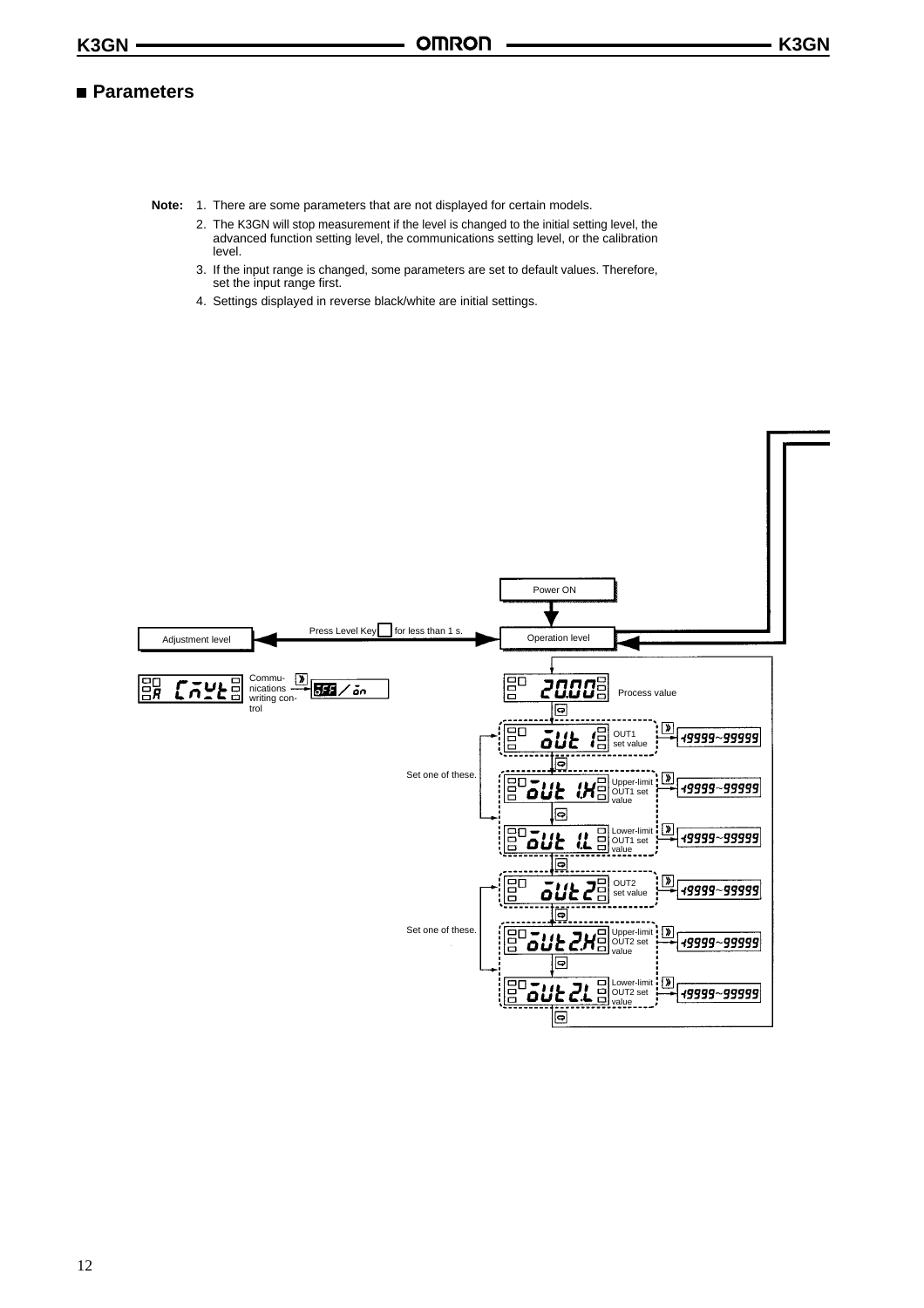## ■ Parameters

**Note:**
1. There are some parameters that are not displayed for certain models.
2. The K3GN will stop measurement if the level is changed to the initial setting level, the advanced function setting level, the communications setting level, or the calibration level.
3. If the input range is changed, some parameters are set to default values. Therefore, set the input range first.
4. Settings displayed in reverse black/white are initial settings.

Power ON

Adjustment level ← Press Level Key for less than 1 s. → Operation level

CMWT — Communications writing control — OFF / ON

20.00 — Process value

Set one of these.
- OUT 1 — OUT1 set value — -19999~99999
- OUT 1.H — Upper-limit OUT1 set value — -19999~99999
- OUT 1.L — Lower-limit OUT1 set value — -19999~99999

Set one of these.
- OUT 2 — OUT2 set value — -19999~99999
- OUT 2.H — Upper-limit OUT2 set value — -19999~99999
- OUT 2.L — Lower-limit OUT2 set value — -19999~99999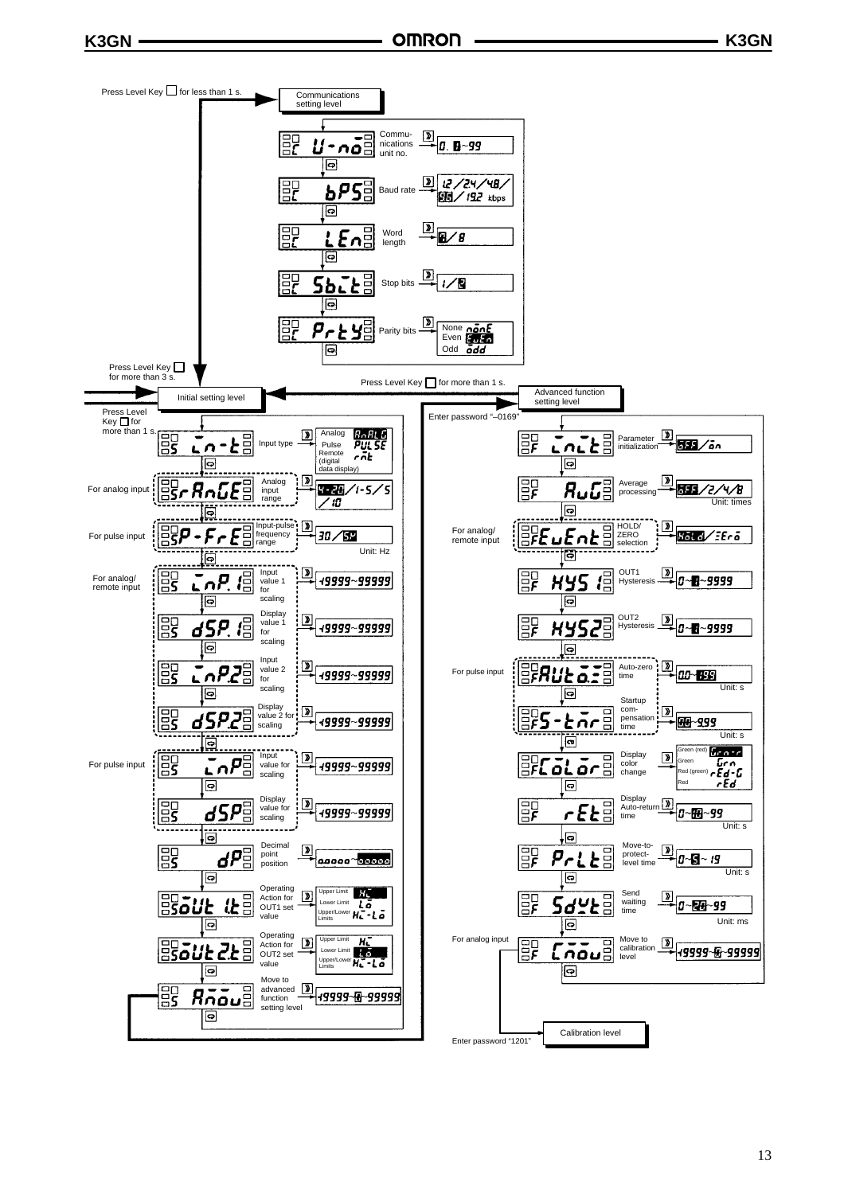Press Level Key for less than 1 s.

**Communications setting level**

| Display | Parameter | Setting range |
|---|---|---|
| U-no | Communications unit no. | 0. 1~99 |
| bPS | Baud rate | 12/24/48/96/192 kbps |
| LEn | Word length | 7/8 |
| SbiT | Stop bits | 1/2 |
| PrTY | Parity bits | None nonE, Even EvEn, Odd odd |

Press Level Key for more than 3 s.

**Initial setting level**

Press Level Key for more than 1 s.

| Condition | Display | Parameter | Setting range |
|---|---|---|---|
| | in-t | Input type | Analog AnALG, Pulse PULSE, Remote (digital data display) rnt |
| For analog input | r AnGE | Analog input range | 4-20/1-5/5/10 |
| For pulse input | P-FrE | Input-pulse frequency range | 30/5K (Unit: Hz) |
| For analog/ remote input | inP.1 | Input value 1 for scaling | -19999~99999 |
| | dSP.1 | Display value 1 for scaling | -19999~99999 |
| | inP.2 | Input value 2 for scaling | -19999~99999 |
| | dSP.2 | Display value 2 for scaling | -19999~99999 |
| For pulse input | inP | Input value for scaling | -19999~99999 |
| | dSP | Display value for scaling | -19999~99999 |
| | dP | Decimal point position | ooooo~o.o.o.o.o |
| | oUT 1T | Operating Action for OUT1 set value | Upper Limit Hi, Lower Limit Lo, Upper/Lower Limits Hi-Lo |
| | oUT 2T | Operating Action for OUT2 set value | Upper Limit Hi, Lower Limit Lo, Upper/Lower Limits Hi-Lo |
| | AnoU | Move to advanced function setting level | -19999~0~99999 |

Press Level Key for more than 1 s.

**Advanced function setting level**

Enter password "–0169"

| Condition | Display | Parameter | Setting range |
|---|---|---|---|
| | iniT | Parameter initialization | oFF/on |
| | AuG | Average processing | oFF/2/4/8 (Unit: times) |
| For analog/ remote input | EuEnT | HOLD/ ZERO selection | HoLd/ZEro |
| | HYS1 | OUT1 Hysteresis | 0~1~9999 |
| | HYS2 | OUT2 Hysteresis | 0~1~9999 |
| For pulse input | AUTo | Auto-zero time | 0.0~1.99 (Unit: s) |
| | S-Tmr | Startup compensation time | 0.0~99.9 (Unit: s) |
| | CoLor | Display color change | Green (red) Grn-r, Green Grn, Red (green) rEd-G, Red rEd |
| | rET | Display Auto-return time | 0~10~99 (Unit: s) |
| | PrLT | Move-to-protect-level time | 0~3~19 (Unit: s) |
| | SdWT | Send waiting time | 0~20~99 (Unit: ms) |
| For analog input | CnoU | Move to calibration level | -19999~0~99999 |

**Calibration level**

Enter password "1201"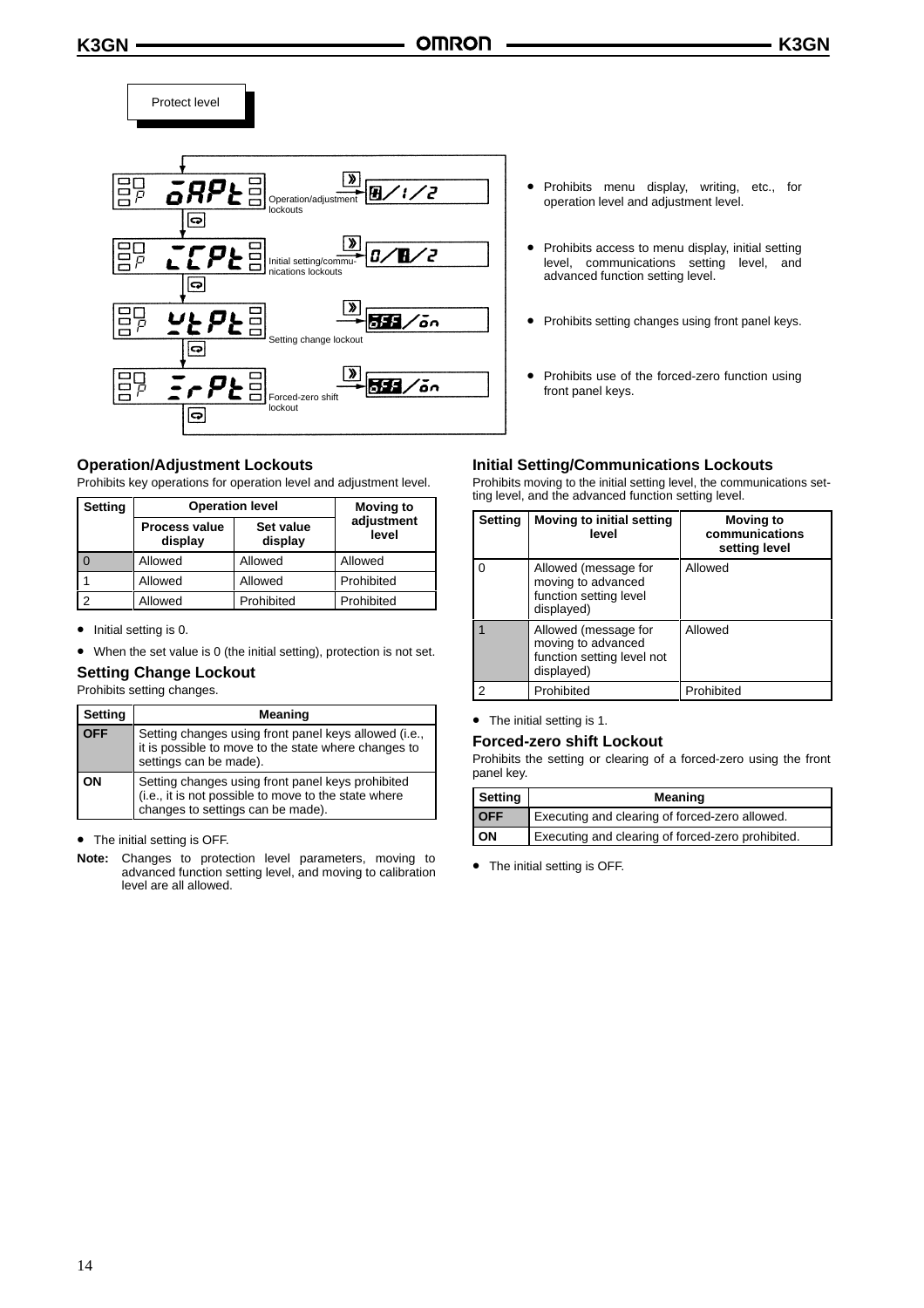Protect level

oAPt — Operation/adjustment lockouts — 0/1/2

icPt — Initial setting/communications lockouts — 0/1/2

wtPt — Setting change lockout — off/on

zrPt — Forced-zero shift lockout — off/on

- Prohibits menu display, writing, etc., for operation level and adjustment level.
- Prohibits access to menu display, initial setting level, communications setting level, and advanced function setting level.
- Prohibits setting changes using front panel keys.
- Prohibits use of the forced-zero function using front panel keys.

### Operation/Adjustment Lockouts

Prohibits key operations for operation level and adjustment level.

| Setting | Operation level | | Moving to adjustment level |
|---|---|---|---|
| | Process value display | Set value display | |
| 0 | Allowed | Allowed | Allowed |
| 1 | Allowed | Allowed | Prohibited |
| 2 | Allowed | Prohibited | Prohibited |

- Initial setting is 0.
- When the set value is 0 (the initial setting), protection is not set.

### Setting Change Lockout

Prohibits setting changes.

| Setting | Meaning |
|---|---|
| OFF | Setting changes using front panel keys allowed (i.e., it is possible to move to the state where changes to settings can be made). |
| ON | Setting changes using front panel keys prohibited (i.e., it is not possible to move to the state where changes to settings can be made). |

- The initial setting is OFF.

**Note:** Changes to protection level parameters, moving to advanced function setting level, and moving to calibration level are all allowed.

### Initial Setting/Communications Lockouts

Prohibits moving to the initial setting level, the communications setting level, and the advanced function setting level.

| Setting | Moving to initial setting level | Moving to communications setting level |
|---|---|---|
| 0 | Allowed (message for moving to advanced function setting level displayed) | Allowed |
| 1 | Allowed (message for moving to advanced function setting level not displayed) | Allowed |
| 2 | Prohibited | Prohibited |

- The initial setting is 1.

### Forced-zero shift Lockout

Prohibits the setting or clearing of a forced-zero using the front panel key.

| Setting | Meaning |
|---|---|
| OFF | Executing and clearing of forced-zero allowed. |
| ON | Executing and clearing of forced-zero prohibited. |

- The initial setting is OFF.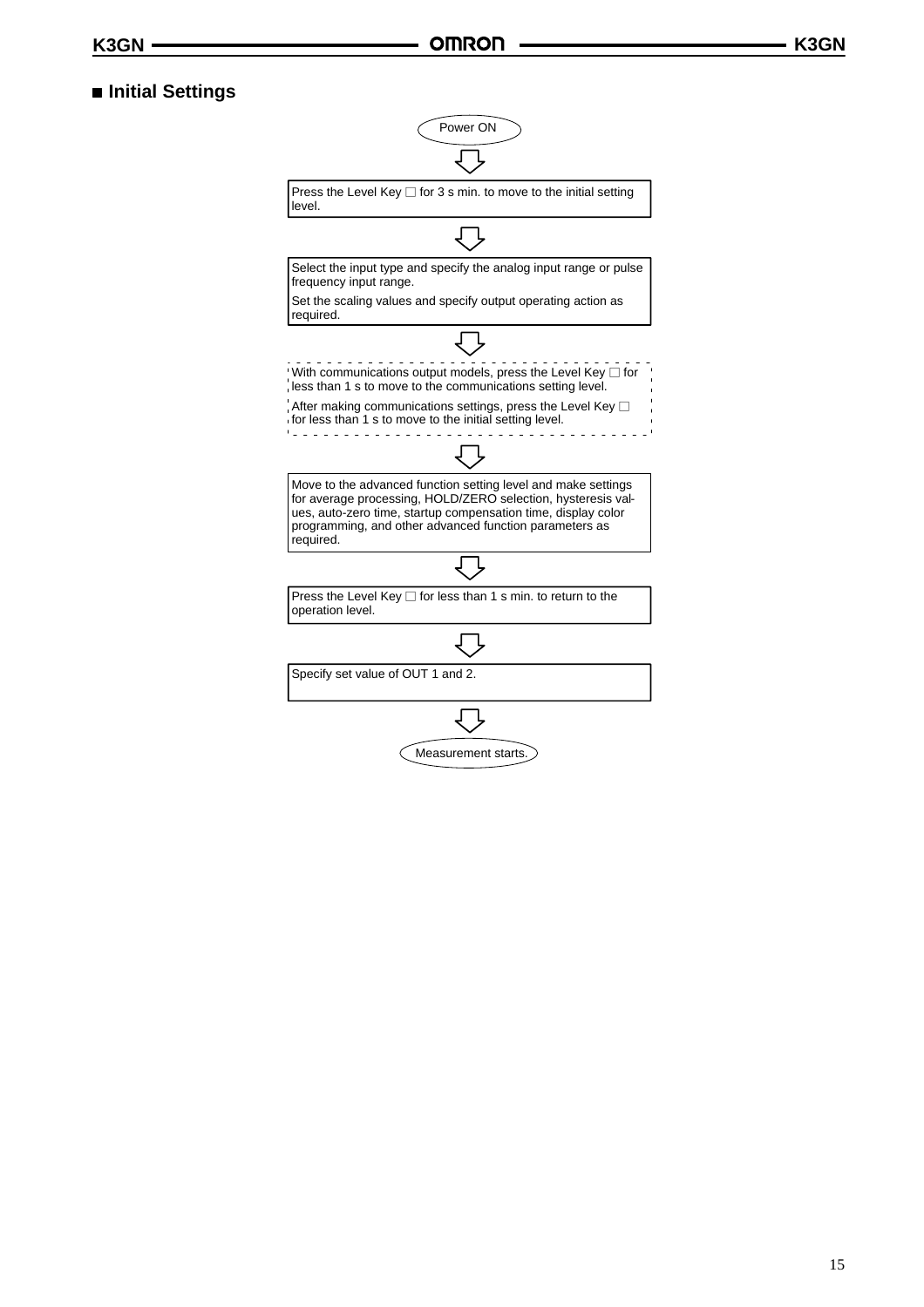## ■ Initial Settings

Power ON

⇩

Press the Level Key □ for 3 s min. to move to the initial setting level.

⇩

Select the input type and specify the analog input range or pulse frequency input range.

Set the scaling values and specify output operating action as required.

⇩

With communications output models, press the Level Key □ for less than 1 s to move to the communications setting level.

After making communications settings, press the Level Key □ for less than 1 s to move to the initial setting level.

⇩

Move to the advanced function setting level and make settings for average processing, HOLD/ZERO selection, hysteresis values, auto-zero time, startup compensation time, display color programming, and other advanced function parameters as required.

⇩

Press the Level Key □ for less than 1 s min. to return to the operation level.

⇩

Specify set value of OUT 1 and 2.

⇩

Measurement starts.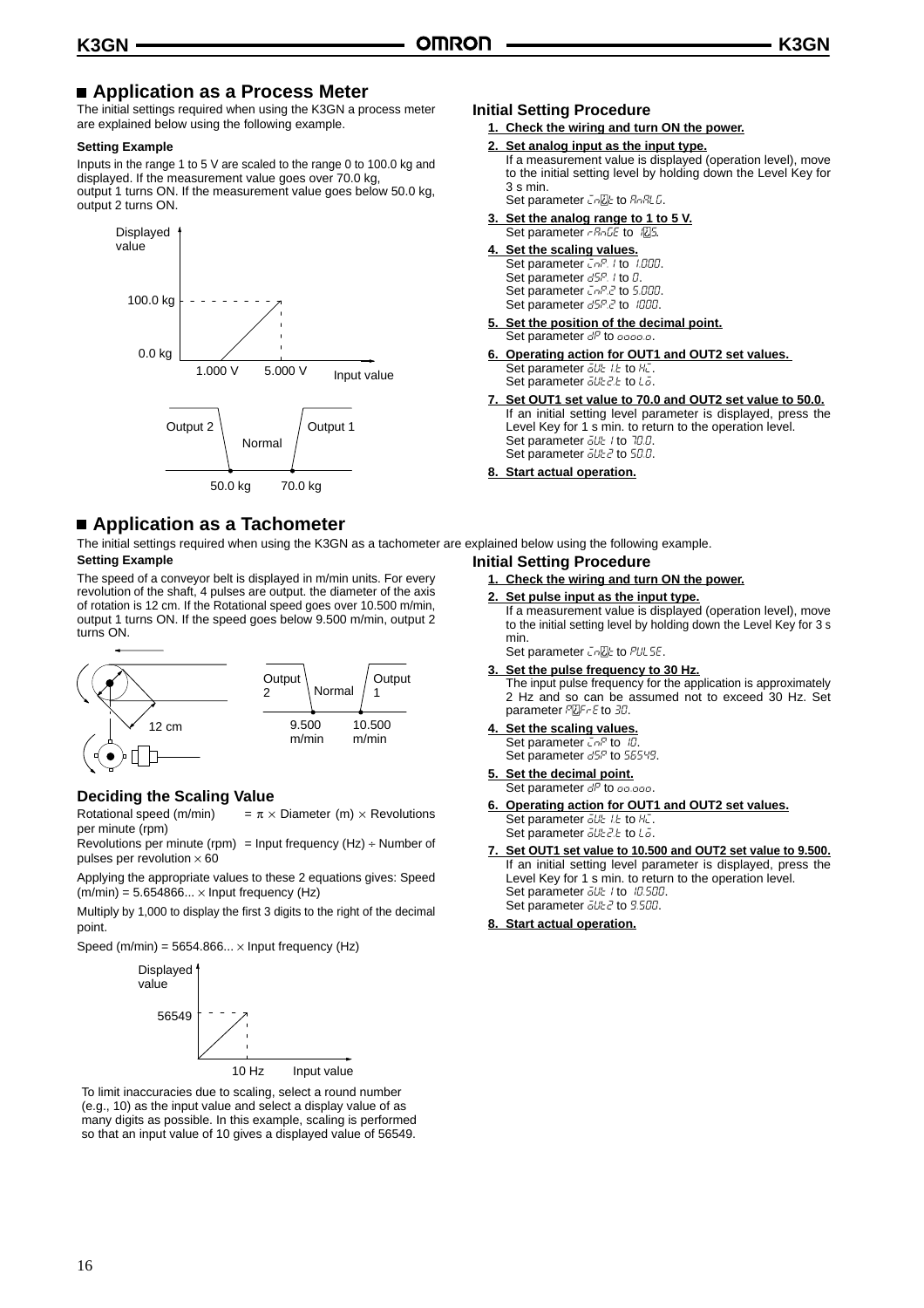## Application as a Process Meter

The initial settings required when using the K3GN a process meter are explained below using the following example.

**Setting Example**

Inputs in the range 1 to 5 V are scaled to the range 0 to 100.0 kg and displayed. If the measurement value goes over 70.0 kg, output 1 turns ON. If the measurement value goes below 50.0 kg, output 2 turns ON.

Displayed value

100.0 kg

0.0 kg

1.000 V    5.000 V    Input value

Output 2    Normal    Output 1

50.0 kg    70.0 kg

### Initial Setting Procedure

1. **Check the wiring and turn ON the power.**
2. **Set analog input as the input type.**
   If a measurement value is displayed (operation level), move to the initial setting level by holding down the Level Key for 3 s min.
   Set parameter cn-t to AnALG.
3. **Set the analog range to 1 to 5 V.**
   Set parameter rAnGE to 1-5.
4. **Set the scaling values.**
   Set parameter cnP.1 to 1.000.
   Set parameter dSP.1 to 0.
   Set parameter cnP.2 to 5.000.
   Set parameter dSP.2 to 1000.
5. **Set the position of the decimal point.**
   Set parameter dP to oooo.o.
6. **Operating action for OUT1 and OUT2 set values.**
   Set parameter oUt1t to HI.
   Set parameter oUt2t to Lo.
7. **Set OUT1 set value to 70.0 and OUT2 set value to 50.0.**
   If an initial setting level parameter is displayed, press the Level Key for 1 s min. to return to the operation level.
   Set parameter oUt1 to 70.0.
   Set parameter oUt2 to 50.0.
8. **Start actual operation.**

## Application as a Tachometer

The initial settings required when using the K3GN as a tachometer are explained below using the following example.

**Setting Example**

The speed of a conveyor belt is displayed in m/min units. For every revolution of the shaft, 4 pulses are output. the diameter of the axis of rotation is 12 cm. If the Rotational speed goes over 10.500 m/min, output 1 turns ON. If the speed goes below 9.500 m/min, output 2 turns ON.

12 cm

Output 2    Normal    Output 1

9.500 m/min    10.500 m/min

### Deciding the Scaling Value

Rotational speed (m/min) $= \pi \times$ Diameter (m) $\times$ Revolutions per minute (rpm)

Revolutions per minute (rpm) = Input frequency (Hz) $\div$ Number of pulses per revolution $\times$ 60

Applying the appropriate values to these 2 equations gives: Speed (m/min) = 5.654866... $\times$ Input frequency (Hz)

Multiply by 1,000 to display the first 3 digits to the right of the decimal point.

Speed (m/min) = 5654.866... $\times$ Input frequency (Hz)

Displayed value

56549

10 Hz    Input value

To limit inaccuracies due to scaling, select a round number (e.g., 10) as the input value and select a display value of as many digits as possible. In this example, scaling is performed so that an input value of 10 gives a displayed value of 56549.

### Initial Setting Procedure

1. **Check the wiring and turn ON the power.**
2. **Set pulse input as the input type.**
   If a measurement value is displayed (operation level), move to the initial setting level by holding down the Level Key for 3 s min.
   Set parameter cn-t to PULSE.
3. **Set the pulse frequency to 30 Hz.**
   The input pulse frequency for the application is approximately 2 Hz and so can be assumed not to exceed 30 Hz. Set parameter P-FrE to 30.
4. **Set the scaling values.**
   Set parameter cnP to 10.
   Set parameter dSP to 56549.
5. **Set the decimal point.**
   Set parameter dP to oo.ooo.
6. **Operating action for OUT1 and OUT2 set values.**
   Set parameter oUt1t to HI.
   Set parameter oUt2t to Lo.
7. **Set OUT1 set value to 10.500 and OUT2 set value to 9.500.**
   If an initial setting level parameter is displayed, press the Level Key for 1 s min. to return to the operation level.
   Set parameter oUt1 to 10.500.
   Set parameter oUt2 to 9.500.
8. **Start actual operation.**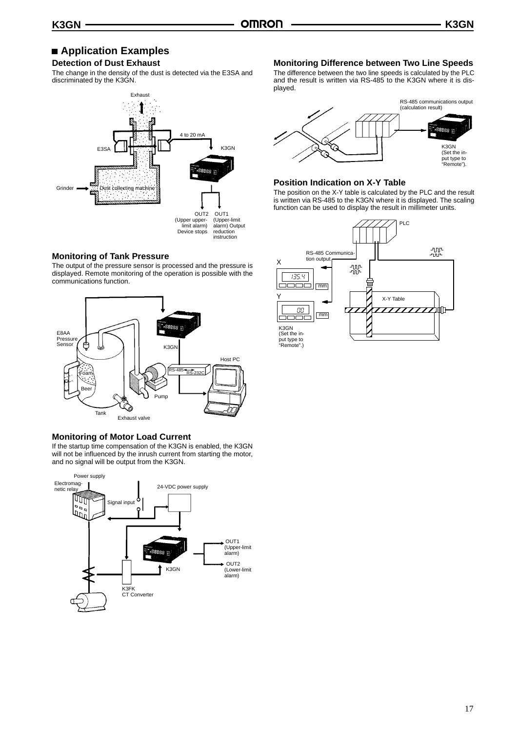## Application Examples

### Detection of Dust Exhaust

The change in the density of the dust is detected via the E3SA and discriminated by the K3GN.

Exhaust

4 to 20 mA

E3SA

K3GN

Grinder

Dust collecting machine

OUT2 (Upper upper-limit alarm) Device stops

OUT1 (Upper-limit alarm) Output reduction instruction

### Monitoring of Tank Pressure

The output of the pressure sensor is processed and the pressure is displayed. Remote monitoring of the operation is possible with the communications function.

E8AA Pressure Sensor

K3GN

Host PC

RS-485

RS-232C

Foam

Beer

Pump

Tank

Exhaust valve

### Monitoring of Motor Load Current

If the startup time compensation of the K3GN is enabled, the K3GN will not be influenced by the inrush current from starting the motor, and no signal will be output from the K3GN.

Power supply

Electromagnetic relay

24-VDC power supply

Signal input

OUT1 (Upper-limit alarm)

OUT2 (Lower-limit alarm)

K3GN

K3FK CT Converter

### Monitoring Difference between Two Line Speeds

The difference between the two line speeds is calculated by the PLC and the result is written via RS-485 to the K3GN where it is displayed.

RS-485 communications output (calculation result)

K3GN (Set the input type to "Remote").

### Position Indication on X-Y Table

The position on the X-Y table is calculated by the PLC and the result is written via RS-485 to the K3GN where it is displayed. The scaling function can be used to display the result in millimeter units.

PLC

RS-485 Communication output

X

135.4 mm

Y

00 mm

X-Y Table

K3GN (Set the input type to "Remote".)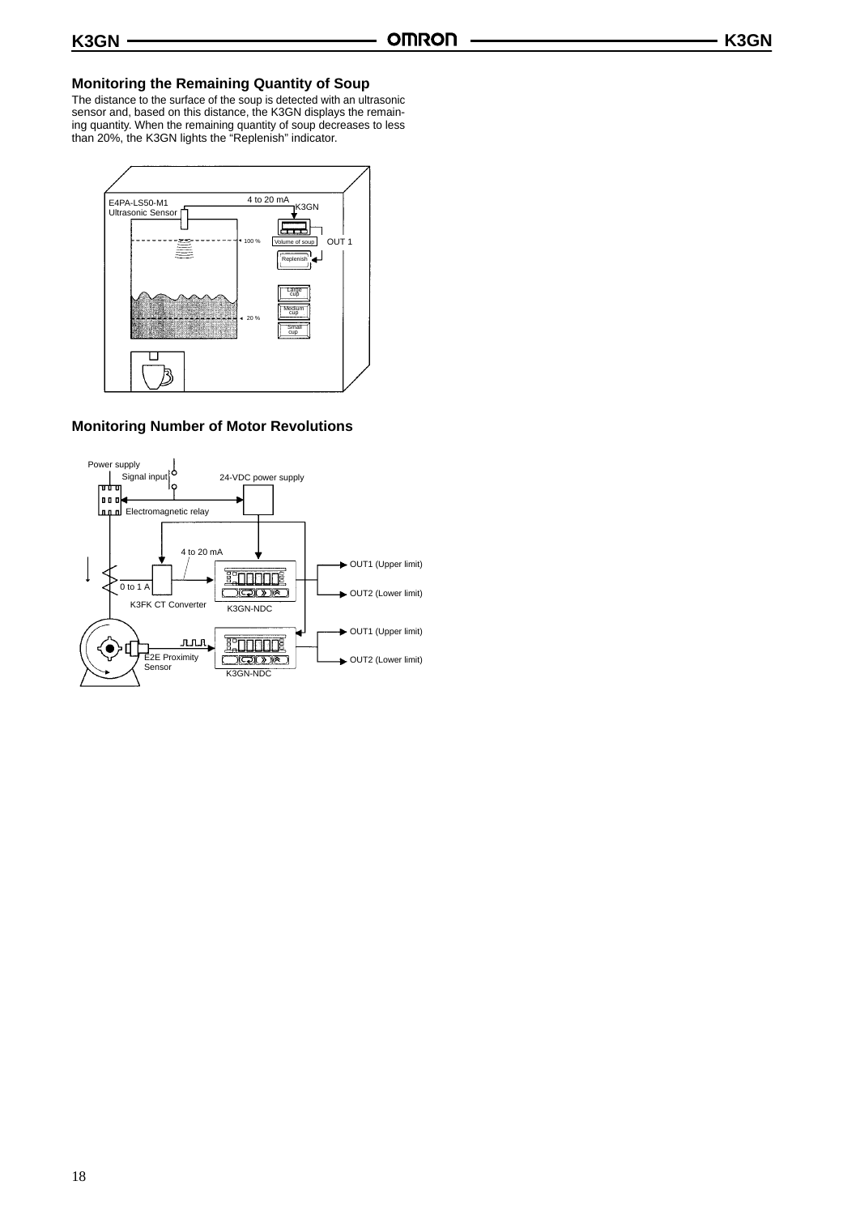## Monitoring the Remaining Quantity of Soup

The distance to the surface of the soup is detected with an ultrasonic sensor and, based on this distance, the K3GN displays the remaining quantity. When the remaining quantity of soup decreases to less than 20%, the K3GN lights the "Replenish" indicator.

E4PA-LS50-M1 Ultrasonic Sensor

4 to 20 mA

K3GN

100 %

Volume of soup

OUT 1

Replenish

Large cup

Medium cup

20 %

Small cup

## Monitoring Number of Motor Revolutions

Power supply

Signal input

24-VDC power supply

Electromagnetic relay

4 to 20 mA

0 to 1 A

K3FK CT Converter

K3GN-NDC

OUT1 (Upper limit)

OUT2 (Lower limit)

E2E Proximity Sensor

K3GN-NDC

OUT1 (Upper limit)

OUT2 (Lower limit)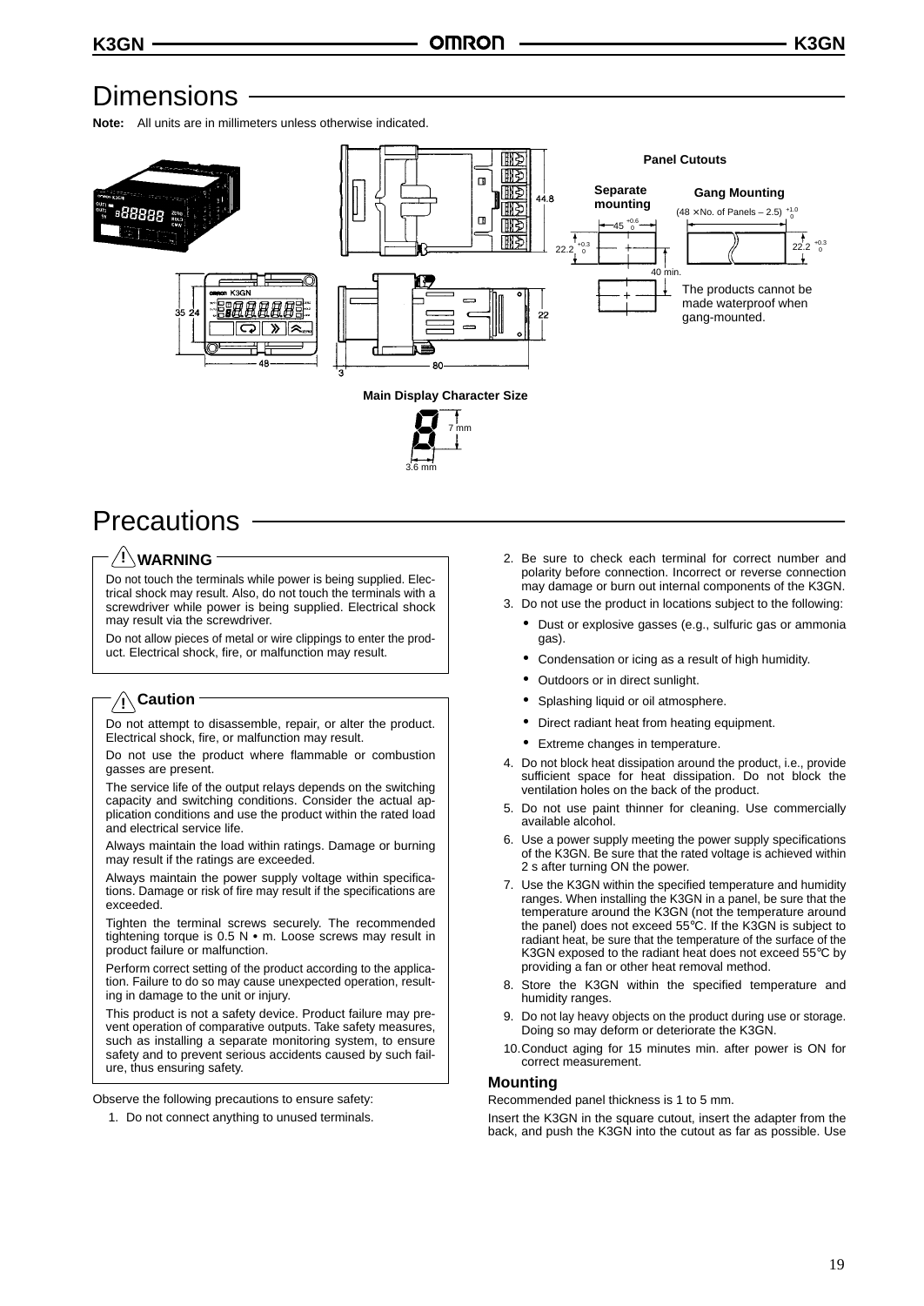# Dimensions

**Note:** All units are in millimeters unless otherwise indicated.

**Panel Cutouts**

**Separate mounting** | **Gang Mounting**

$45^{+0.6}_{0}$ | $(48 \times \text{No. of Panels} - 2.5)^{+1.0}_{0}$

$22.2^{+0.3}_{0}$ | $22.2^{+0.3}_{0}$

40 min.

The products cannot be made waterproof when gang-mounted.

**Main Display Character Size**

7 mm

3.6 mm

# Precautions

## ⚠ WARNING

Do not touch the terminals while power is being supplied. Electrical shock may result. Also, do not touch the terminals with a screwdriver while power is being supplied. Electrical shock may result via the screwdriver.

Do not allow pieces of metal or wire clippings to enter the product. Electrical shock, fire, or malfunction may result.

## ⚠ Caution

Do not attempt to disassemble, repair, or alter the product. Electrical shock, fire, or malfunction may result.

Do not use the product where flammable or combustion gasses are present.

The service life of the output relays depends on the switching capacity and switching conditions. Consider the actual application conditions and use the product within the rated load and electrical service life.

Always maintain the load within ratings. Damage or burning may result if the ratings are exceeded.

Always maintain the power supply voltage within specifications. Damage or risk of fire may result if the specifications are exceeded.

Tighten the terminal screws securely. The recommended tightening torque is 0.5 N • m. Loose screws may result in product failure or malfunction.

Perform correct setting of the product according to the application. Failure to do so may cause unexpected operation, resulting in damage to the unit or injury.

This product is not a safety device. Product failure may prevent operation of comparative outputs. Take safety measures, such as installing a separate monitoring system, to ensure safety and to prevent serious accidents caused by such failure, thus ensuring safety.

Observe the following precautions to ensure safety:

1. Do not connect anything to unused terminals.
2. Be sure to check each terminal for correct number and polarity before connection. Incorrect or reverse connection may damage or burn out internal components of the K3GN.
3. Do not use the product in locations subject to the following:
   - Dust or explosive gasses (e.g., sulfuric gas or ammonia gas).
   - Condensation or icing as a result of high humidity.
   - Outdoors or in direct sunlight.
   - Splashing liquid or oil atmosphere.
   - Direct radiant heat from heating equipment.
   - Extreme changes in temperature.
4. Do not block heat dissipation around the product, i.e., provide sufficient space for heat dissipation. Do not block the ventilation holes on the back of the product.
5. Do not use paint thinner for cleaning. Use commercially available alcohol.
6. Use a power supply meeting the power supply specifications of the K3GN. Be sure that the rated voltage is achieved within 2 s after turning ON the power.
7. Use the K3GN within the specified temperature and humidity ranges. When installing the K3GN in a panel, be sure that the temperature around the K3GN (not the temperature around the panel) does not exceed 55°C. If the K3GN is subject to radiant heat, be sure that the temperature of the surface of the K3GN exposed to the radiant heat does not exceed 55°C by providing a fan or other heat removal method.
8. Store the K3GN within the specified temperature and humidity ranges.
9. Do not lay heavy objects on the product during use or storage. Doing so may deform or deteriorate the K3GN.
10. Conduct aging for 15 minutes min. after power is ON for correct measurement.

### Mounting

Recommended panel thickness is 1 to 5 mm.

Insert the K3GN in the square cutout, insert the adapter from the back, and push the K3GN into the cutout as far as possible. Use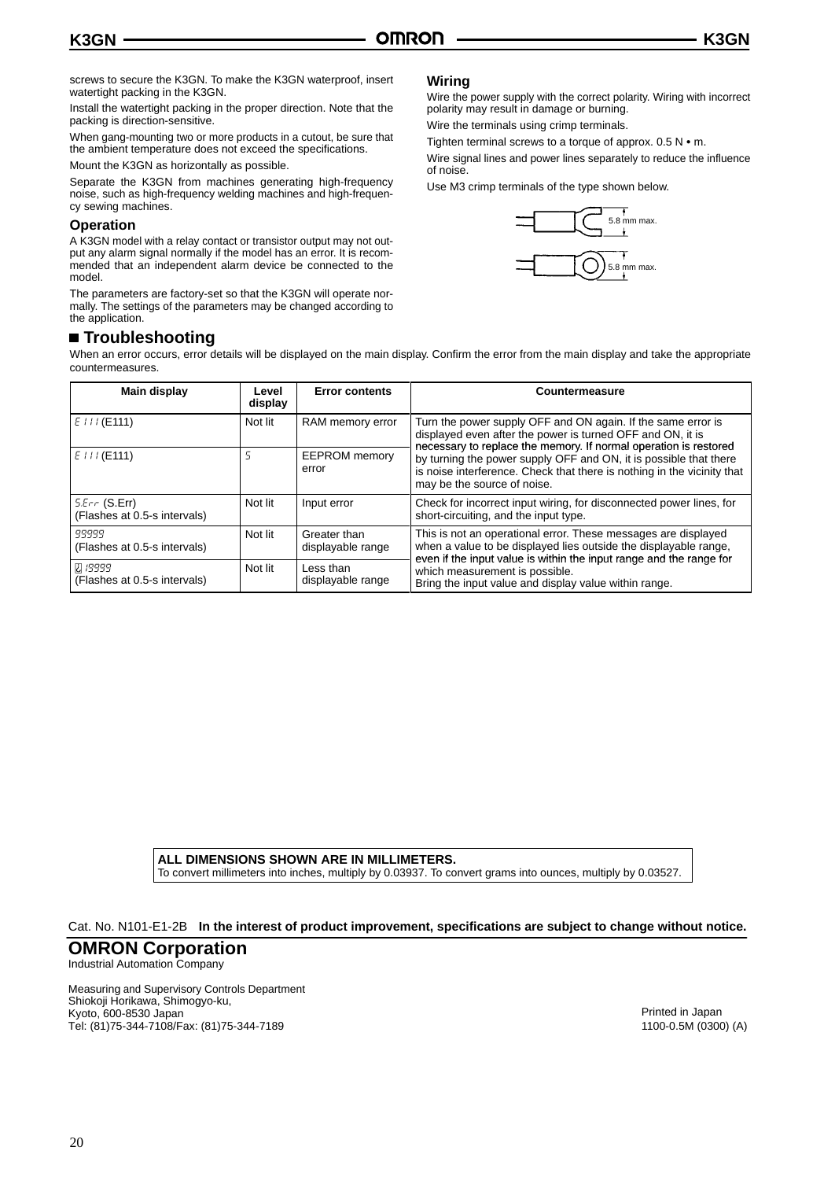screws to secure the K3GN. To make the K3GN waterproof, insert watertight packing in the K3GN.

Install the watertight packing in the proper direction. Note that the packing is direction-sensitive.

When gang-mounting two or more products in a cutout, be sure that the ambient temperature does not exceed the specifications.

Mount the K3GN as horizontally as possible.

Separate the K3GN from machines generating high-frequency noise, such as high-frequency welding machines and high-frequency sewing machines.

### Operation

A K3GN model with a relay contact or transistor output may not output any alarm signal normally if the model has an error. It is recommended that an independent alarm device be connected to the model.

The parameters are factory-set so that the K3GN will operate normally. The settings of the parameters may be changed according to the application.

### Wiring

Wire the power supply with the correct polarity. Wiring with incorrect polarity may result in damage or burning.

Wire the terminals using crimp terminals.

Tighten terminal screws to a torque of approx. 0.5 N • m.

Wire signal lines and power lines separately to reduce the influence of noise.

Use M3 crimp terminals of the type shown below.

5.8 mm max.

5.8 mm max.

## ■ Troubleshooting

When an error occurs, error details will be displayed on the main display. Confirm the error from the main display and take the appropriate countermeasures.

| Main display | Level display | Error contents | Countermeasure |
|---|---|---|---|
| E111 (E111) | Not lit | RAM memory error | Turn the power supply OFF and ON again. If the same error is displayed even after the power is turned OFF and ON, it is necessary to replace the memory. If normal operation is restored by turning the power supply OFF and ON, it is possible that there is noise interference. Check that there is nothing in the vicinity that may be the source of noise. |
| E111 (E111) | 5 | EEPROM memory error | |
| S.Err (S.Err) (Flashes at 0.5-s intervals) | Not lit | Input error | Check for incorrect input wiring, for disconnected power lines, for short-circuiting, and the input type. |
| 99999 (Flashes at 0.5-s intervals) | Not lit | Greater than displayable range | This is not an operational error. These messages are displayed when a value to be displayed lies outside the displayable range, even if the input value is within the input range and the range for which measurement is possible. Bring the input value and display value within range. |
| -19999 (Flashes at 0.5-s intervals) | Not lit | Less than displayable range | |

**ALL DIMENSIONS SHOWN ARE IN MILLIMETERS.**
To convert millimeters into inches, multiply by 0.03937. To convert grams into ounces, multiply by 0.03527.

Cat. No. N101-E1-2B **In the interest of product improvement, specifications are subject to change without notice.**

**OMRON Corporation**
Industrial Automation Company

Measuring and Supervisory Controls Department
Shiokoji Horikawa, Shimogyo-ku,
Kyoto, 600-8530 Japan
Tel: (81)75-344-7108/Fax: (81)75-344-7189

Printed in Japan
1100-0.5M (0300) (A)